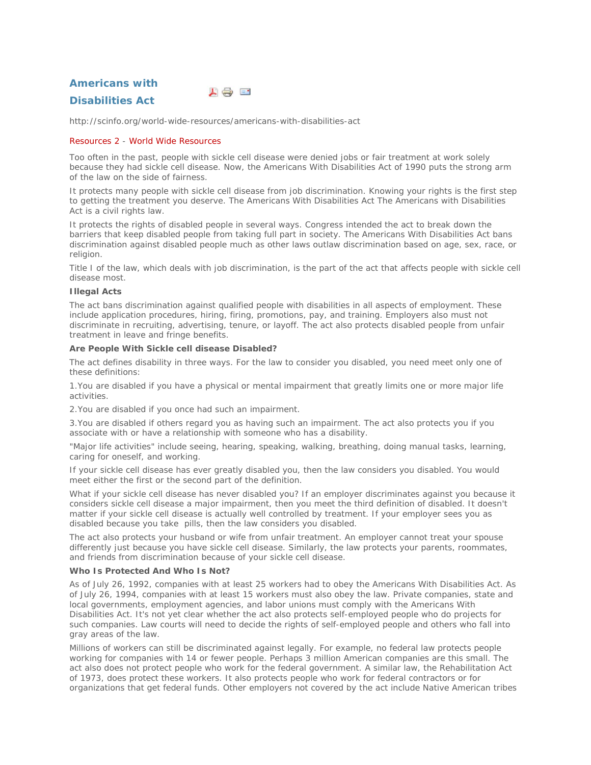# Americans with Disabilities Act

http://scinfo.org/world-wide-resources/americans-with-disabilities-act

Resources 2 - World Wide Resources

Too often in the past, people with sickle cell disease were denied jobs or fair treatment at work solely because they had sickle cell disease. Now, the Americans With Disabilities Act of 1990 puts the strong arm of the law on the side of fairness.

It protects many people with sickle cell disease from job discrimination. Knowing your rights is the first step to getting the treatment you deserve. The Americans With Disabilities Act The Americans with Disabilities Act is a civil rights law.

It protects the rights of disabled people in several ways. Congress intended the act to break down the barriers that keep disabled people from taking full part in society. The Americans With Disabilities Act bans discrimination against disabled people much as other laws outlaw discrimination based on age, sex, race, or religion.

Title I of the law, which deals with job discrimination, is the part of the act that affects people with sickle cell disease most.

**Illegal Acts**

The act bans discrimination against qualified people with disabilities in all aspects of employment. These include application procedures, hiring, firing, promotions, pay, and training. Employers also must not discriminate in recruiting, advertising, tenure, or layoff. The act also protects disabled people from unfair treatment in leave and fringe benefits.

**Are People With Sickle cell disease Disabled?**

The act defines disability in three ways. For the law to consider you disabled, you need meet only one of these definitions:

1. You are disabled if you have a physical or mental impairment that greatly limits one or more major life activities.

2. You are disabled if you once had such an impairment.

3. You are disabled if others regard you as having such an impairment. The act also protects you if you associate with or have a relationship with someone who has a disability.

"Major life activities" include seeing, hearing, speaking, walking, breathing, doing manual tasks, learning, caring for oneself, and working.

If your sickle cell disease has ever greatly disabled you, then the law considers you disabled. You would meet either the first or the second part of the definition.

What if your sickle cell disease has never disabled you? If an employer discriminates against you because it considers sickle cell disease a major impairment, then you meet the third definition of disabled. It doesn't matter if your sickle cell disease is actually well controlled by treatment. If your employer sees you as disabled because you take pills, then the law considers you disabled.

The act also protects your husband or wife from unfair treatment. An employer cannot treat your spouse differently just because you have sickle cell disease. Similarly, the law protects your parents, roommates, and friends from discrimination because of your sickle cell disease.

**Who Is Protected And Who Is Not?**

As of July 26, 1992, companies with at least 25 workers had to obey the Americans With Disabilities Act. As of July 26, 1994, companies with at least 15 workers must also obey the law. Private companies, state and local governments, employment agencies, and labor unions must comply with the Americans With Disabilities Act. It's not yet clear whether the act also protects self-employed people who do projects for such companies. Law courts will need to decide the rights of self-employed people and others who fall into gray areas of the law.

Millions of workers can still be discriminated against legally. For example, no federal law protects people working for companies with 14 or fewer people. Perhaps 3 million American companies are this small. The act also does not protect people who work for the federal government. A similar law, the Rehabilitation Act of 1973, does protect these workers. It also protects people who work for federal contractors or for organizations that get federal funds. Other employers not covered by the act include Native American tribes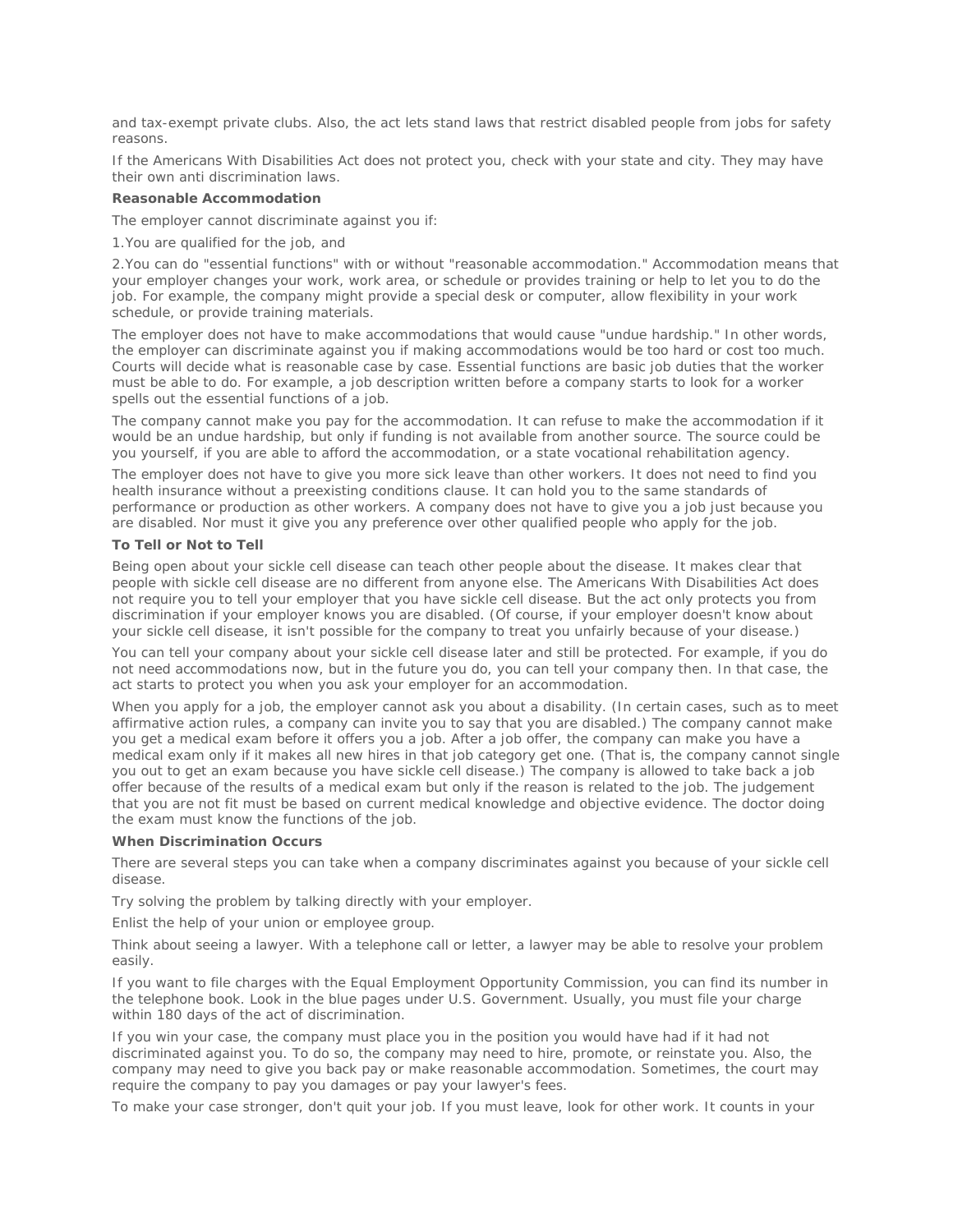and tax-exempt private clubs. Also, the act lets stand laws that restrict disabled people from jobs for safety reasons.

If the Americans With Disabilities Act does not protect you, check with your state and city. They may have their own anti discrimination laws.

**Reasonable Accommodation**

The employer cannot discriminate against you if:

1.You are qualified for the job, and

2.You can do "essential functions" with or without "reasonable accommodation." Accommodation means that your employer changes your work, work area, or schedule or provides training or help to let you to do the job. For example, the company might provide a special desk or computer, allow flexibility in your work schedule, or provide training materials.

The employer does not have to make accommodations that would cause "undue hardship." In other words, the employer can discriminate against you if making accommodations would be too hard or cost too much. Courts will decide what is reasonable case by case. Essential functions are basic job duties that the worker must be able to do. For example, a job description written before a company starts to look for a worker spells out the essential functions of a job.

The company cannot make you pay for the accommodation. It can refuse to make the accommodation if it would be an undue hardship, but only if funding is not available from another source. The source could be you yourself, if you are able to afford the accommodation, or a state vocational rehabilitation agency.

The employer does not have to give you more sick leave than other workers. It does not need to find you health insurance without a preexisting conditions clause. It can hold you to the same standards of performance or production as other workers. A company does not have to give you a job just because you are disabled. Nor must it give you any preference over other qualified people who apply for the job.

**To Tell or Not to Tell**

Being open about your sickle cell disease can teach other people about the disease. It makes clear that people with sickle cell disease are no different from anyone else. The Americans With Disabilities Act does not require you to tell your employer that you have sickle cell disease. But the act only protects you from discrimination if your employer knows you are disabled. (Of course, if your employer doesn't know about your sickle cell disease, it isn't possible for the company to treat you unfairly because of your disease.)

You can tell your company about your sickle cell disease later and still be protected. For example, if you do not need accommodations now, but in the future you do, you can tell your company then. In that case, the act starts to protect you when you ask your employer for an accommodation.

When you apply for a job, the employer cannot ask you about a disability. (In certain cases, such as to meet affirmative action rules, a company can invite you to say that you are disabled.) The company cannot make you get a medical exam before it offers you a job. After a job offer, the company can make you have a medical exam only if it makes all new hires in that job category get one. (That is, the company cannot single you out to get an exam because you have sickle cell disease.) The company is allowed to take back a job offer because of the results of a medical exam but only if the reason is related to the job. The judgement that you are not fit must be based on current medical knowledge and objective evidence. The doctor doing the exam must know the functions of the job.

**When Discrimination Occurs**

There are several steps you can take when a company discriminates against you because of your sickle cell disease.

Try solving the problem by talking directly with your employer.

Enlist the help of your union or employee group.

Think about seeing a lawyer. With a telephone call or letter, a lawyer may be able to resolve your problem easily.

If you want to file charges with the Equal Employment Opportunity Commission, you can find its number in the telephone book. Look in the blue pages under U.S. Government. Usually, you must file your charge within 180 days of the act of discrimination.

If you win your case, the company must place you in the position you would have had if it had not discriminated against you. To do so, the company may need to hire, promote, or reinstate you. Also, the company may need to give you back pay or make reasonable accommodation. Sometimes, the court may require the company to pay you damages or pay your lawyer's fees.

To make your case stronger, don't quit your job. If you must leave, look for other work. It counts in your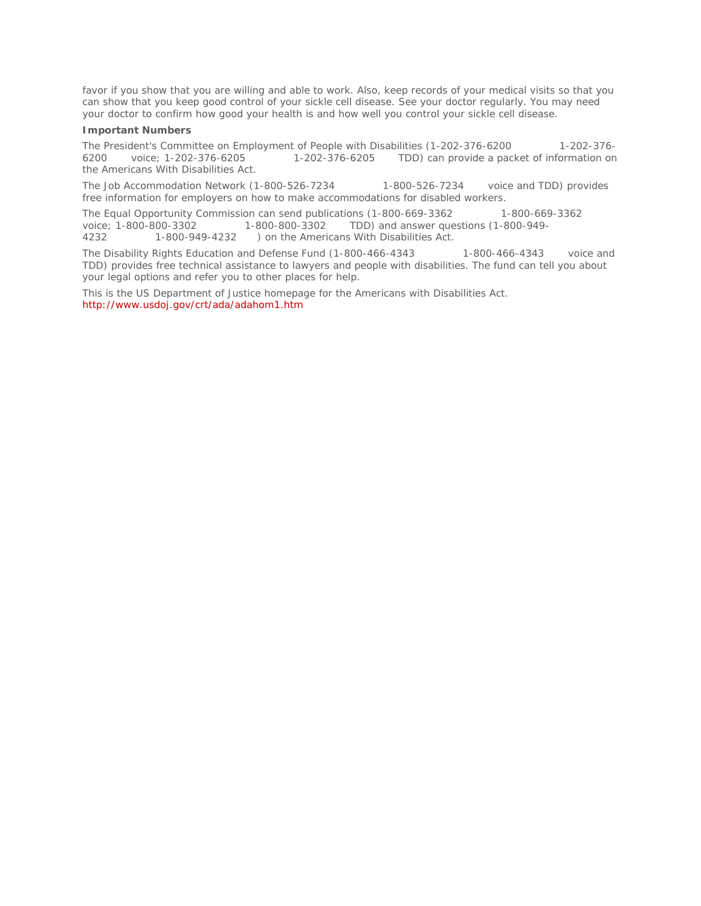favor if you show that you are willing and able to work. Also, keep records of your medical visits so that you can show that you keep good control of your sickle cell disease. See your doctor regularly. You may need your doctor to confirm how good your health is and how well you control your sickle cell disease.

**Important Numbers**

The President's Committee on Employment of People with Disabilities (1-202-376-6200 1-202-376-6200 voice; 1-202-376-6205 1-202-376-6205 TDD) can provide a packet of information on the Americans With Disabilities Act.

The Job Accommodation Network (1-800-526-7234 1-800-526-7234 voice and TDD) provides free information for employers on how to make accommodations for disabled workers.

The Equal Opportunity Commission can send publications (1-800-669-3362 1-800-669-3362 voice; 1-800-800-3302 1-800-800-3302 TDD) and answer questions (1-800-949-4232 1-800-949-4232 ) on the Americans With Disabilities Act.

The Disability Rights Education and Defense Fund (1-800-466-4343 1-800-466-4343 voice and TDD) provides free technical assistance to lawyers and people with disabilities. The fund can tell you about your legal options and refer you to other places for help.

This is the US Department of Justice homepage for the Americans with Disabilities Act.
http://www.usdoj.gov/crt/ada/adahom1.htm